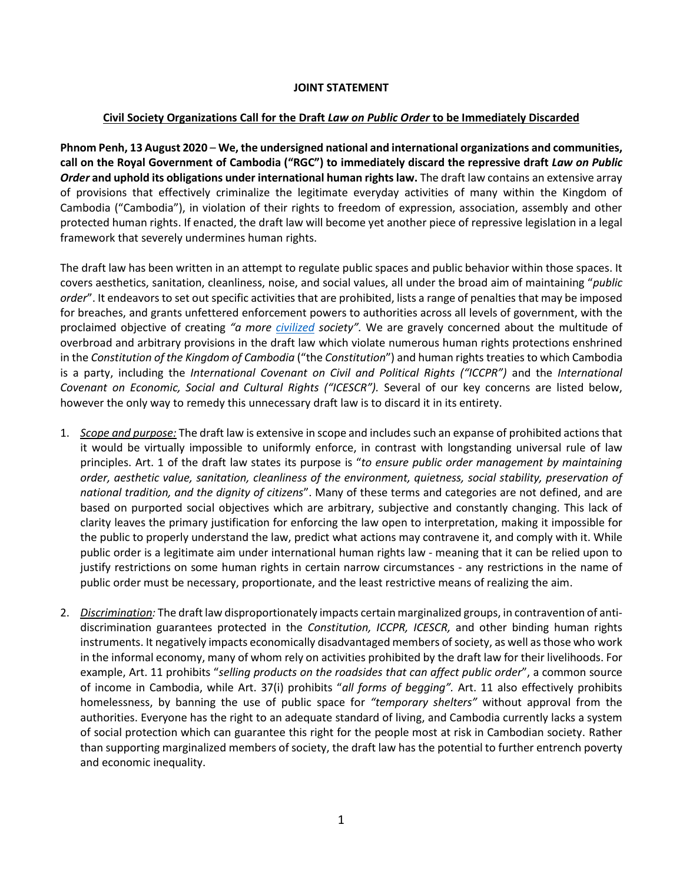**JOINT STATEMENT**

**Civil Society Organizations Call for the Draft *Law on Public Order* to be Immediately Discarded**

**Phnom Penh, 13 August 2020** – **We, the undersigned national and international organizations and communities, call on the Royal Government of Cambodia ("RGC") to immediately discard the repressive draft *Law on Public Order* and uphold its obligations under international human rights law.** The draft law contains an extensive array of provisions that effectively criminalize the legitimate everyday activities of many within the Kingdom of Cambodia ("Cambodia"), in violation of their rights to freedom of expression, association, assembly and other protected human rights. If enacted, the draft law will become yet another piece of repressive legislation in a legal framework that severely undermines human rights.

The draft law has been written in an attempt to regulate public spaces and public behavior within those spaces. It covers aesthetics, sanitation, cleanliness, noise, and social values, all under the broad aim of maintaining "*public order*". It endeavors to set out specific activities that are prohibited, lists a range of penalties that may be imposed for breaches, and grants unfettered enforcement powers to authorities across all levels of government, with the proclaimed objective of creating *"a more civilized society".* We are gravely concerned about the multitude of overbroad and arbitrary provisions in the draft law which violate numerous human rights protections enshrined in the *Constitution of the Kingdom of Cambodia* ("the *Constitution*") and human rights treaties to which Cambodia is a party, including the *International Covenant on Civil and Political Rights ("ICCPR")* and the *International Covenant on Economic, Social and Cultural Rights ("ICESCR").* Several of our key concerns are listed below, however the only way to remedy this unnecessary draft law is to discard it in its entirety.

1. *Scope and purpose:* The draft law is extensive in scope and includes such an expanse of prohibited actions that it would be virtually impossible to uniformly enforce, in contrast with longstanding universal rule of law principles. Art. 1 of the draft law states its purpose is "*to ensure public order management by maintaining order, aesthetic value, sanitation, cleanliness of the environment, quietness, social stability, preservation of national tradition, and the dignity of citizens*". Many of these terms and categories are not defined, and are based on purported social objectives which are arbitrary, subjective and constantly changing. This lack of clarity leaves the primary justification for enforcing the law open to interpretation, making it impossible for the public to properly understand the law, predict what actions may contravene it, and comply with it. While public order is a legitimate aim under international human rights law - meaning that it can be relied upon to justify restrictions on some human rights in certain narrow circumstances - any restrictions in the name of public order must be necessary, proportionate, and the least restrictive means of realizing the aim.

2. *Discrimination:* The draft law disproportionately impacts certain marginalized groups, in contravention of anti-discrimination guarantees protected in the *Constitution, ICCPR, ICESCR,* and other binding human rights instruments. It negatively impacts economically disadvantaged members of society, as well as those who work in the informal economy, many of whom rely on activities prohibited by the draft law for their livelihoods. For example, Art. 11 prohibits "*selling products on the roadsides that can affect public order*", a common source of income in Cambodia, while Art. 37(i) prohibits "*all forms of begging".* Art. 11 also effectively prohibits homelessness, by banning the use of public space for *"temporary shelters"* without approval from the authorities. Everyone has the right to an adequate standard of living, and Cambodia currently lacks a system of social protection which can guarantee this right for the people most at risk in Cambodian society. Rather than supporting marginalized members of society, the draft law has the potential to further entrench poverty and economic inequality.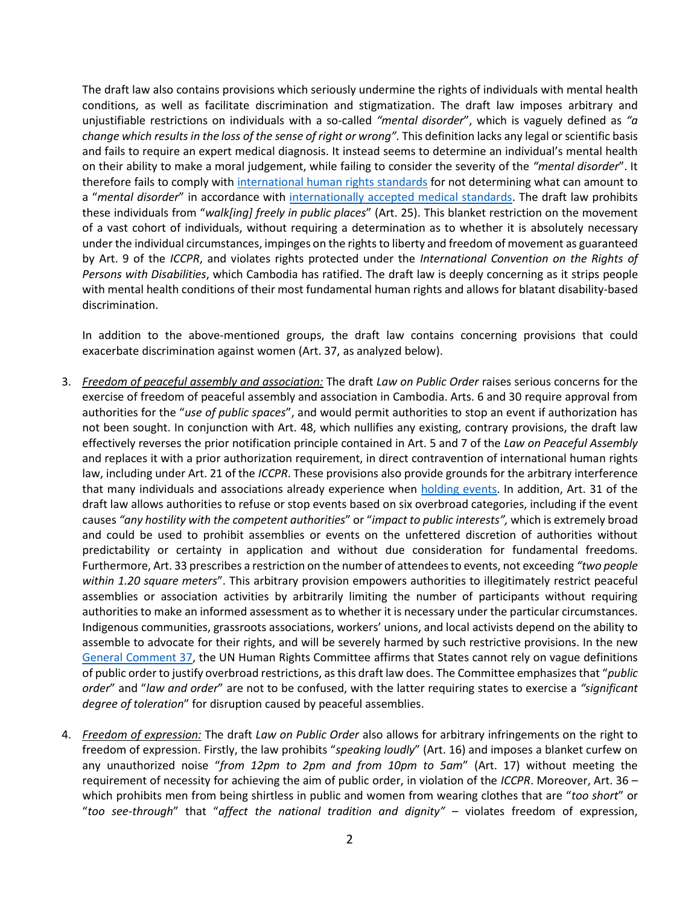The draft law also contains provisions which seriously undermine the rights of individuals with mental health conditions, as well as facilitate discrimination and stigmatization. The draft law imposes arbitrary and unjustifiable restrictions on individuals with a so-called *"mental disorder*", which is vaguely defined as *"a change which results in the loss of the sense of right or wrong".* This definition lacks any legal or scientific basis and fails to require an expert medical diagnosis. It instead seems to determine an individual's mental health on their ability to make a moral judgement, while failing to consider the severity of the *"mental disorder*". It therefore fails to comply with [international human rights standards] for not determining what can amount to a "*mental disorder*" in accordance with [internationally accepted medical standards]. The draft law prohibits these individuals from "*walk[ing] freely in public places*" (Art. 25). This blanket restriction on the movement of a vast cohort of individuals, without requiring a determination as to whether it is absolutely necessary under the individual circumstances, impinges on the rights to liberty and freedom of movement as guaranteed by Art. 9 of the *ICCPR*, and violates rights protected under the *International Convention on the Rights of Persons with Disabilities*, which Cambodia has ratified. The draft law is deeply concerning as it strips people with mental health conditions of their most fundamental human rights and allows for blatant disability-based discrimination.

In addition to the above-mentioned groups, the draft law contains concerning provisions that could exacerbate discrimination against women (Art. 37, as analyzed below).

3. *Freedom of peaceful assembly and association:* The draft *Law on Public Order* raises serious concerns for the exercise of freedom of peaceful assembly and association in Cambodia. Arts. 6 and 30 require approval from authorities for the "*use of public spaces*", and would permit authorities to stop an event if authorization has not been sought. In conjunction with Art. 48, which nullifies any existing, contrary provisions, the draft law effectively reverses the prior notification principle contained in Art. 5 and 7 of the *Law on Peaceful Assembly* and replaces it with a prior authorization requirement, in direct contravention of international human rights law, including under Art. 21 of the *ICCPR*. These provisions also provide grounds for the arbitrary interference that many individuals and associations already experience when [holding events]. In addition, Art. 31 of the draft law allows authorities to refuse or stop events based on six overbroad categories, including if the event causes *"any hostility with the competent authorities*" or "*impact to public interests",* which is extremely broad and could be used to prohibit assemblies or events on the unfettered discretion of authorities without predictability or certainty in application and without due consideration for fundamental freedoms. Furthermore, Art. 33 prescribes a restriction on the number of attendees to events, not exceeding *"two people within 1.20 square meters*". This arbitrary provision empowers authorities to illegitimately restrict peaceful assemblies or association activities by arbitrarily limiting the number of participants without requiring authorities to make an informed assessment as to whether it is necessary under the particular circumstances. Indigenous communities, grassroots associations, workers' unions, and local activists depend on the ability to assemble to advocate for their rights, and will be severely harmed by such restrictive provisions. In the new [General Comment 37], the UN Human Rights Committee affirms that States cannot rely on vague definitions of public order to justify overbroad restrictions, as this draft law does. The Committee emphasizes that "*public order*" and "*law and order*" are not to be confused, with the latter requiring states to exercise a *"significant degree of toleration*" for disruption caused by peaceful assemblies.

4. *Freedom of expression:* The draft *Law on Public Order* also allows for arbitrary infringements on the right to freedom of expression. Firstly, the law prohibits "*speaking loudly*" (Art. 16) and imposes a blanket curfew on any unauthorized noise "*from 12pm to 2pm and from 10pm to 5am*" (Art. 17) without meeting the requirement of necessity for achieving the aim of public order, in violation of the *ICCPR*. Moreover, Art. 36 – which prohibits men from being shirtless in public and women from wearing clothes that are "*too short*" or "*too see-through*" that "*affect the national tradition and dignity"* – violates freedom of expression,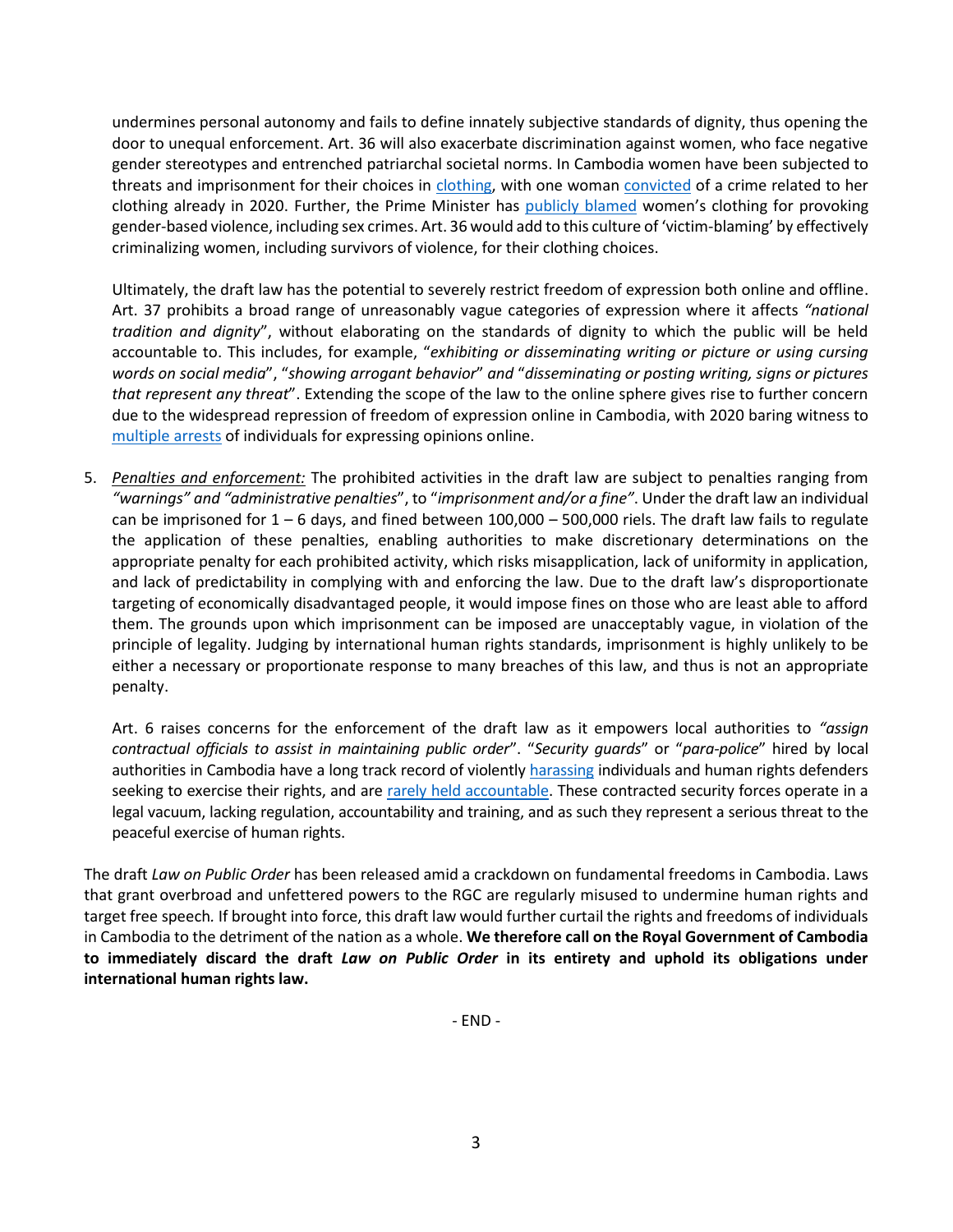undermines personal autonomy and fails to define innately subjective standards of dignity, thus opening the door to unequal enforcement. Art. 36 will also exacerbate discrimination against women, who face negative gender stereotypes and entrenched patriarchal societal norms. In Cambodia women have been subjected to threats and imprisonment for their choices in clothing, with one woman convicted of a crime related to her clothing already in 2020. Further, the Prime Minister has publicly blamed women's clothing for provoking gender-based violence, including sex crimes. Art. 36 would add to this culture of 'victim-blaming' by effectively criminalizing women, including survivors of violence, for their clothing choices.

Ultimately, the draft law has the potential to severely restrict freedom of expression both online and offline. Art. 37 prohibits a broad range of unreasonably vague categories of expression where it affects *"national tradition and dignity*", without elaborating on the standards of dignity to which the public will be held accountable to. This includes, for example, "*exhibiting or disseminating writing or picture or using cursing words on social media*", "*showing arrogant behavior*" *and* "*disseminating or posting writing, signs or pictures that represent any threat*". Extending the scope of the law to the online sphere gives rise to further concern due to the widespread repression of freedom of expression online in Cambodia, with 2020 baring witness to multiple arrests of individuals for expressing opinions online.

5. ***Penalties and enforcement:*** The prohibited activities in the draft law are subject to penalties ranging from *"warnings" and "administrative penalties*", to "*imprisonment and/or a fine"*. Under the draft law an individual can be imprisoned for 1 – 6 days, and fined between 100,000 – 500,000 riels. The draft law fails to regulate the application of these penalties, enabling authorities to make discretionary determinations on the appropriate penalty for each prohibited activity, which risks misapplication, lack of uniformity in application, and lack of predictability in complying with and enforcing the law. Due to the draft law's disproportionate targeting of economically disadvantaged people, it would impose fines on those who are least able to afford them. The grounds upon which imprisonment can be imposed are unacceptably vague, in violation of the principle of legality. Judging by international human rights standards, imprisonment is highly unlikely to be either a necessary or proportionate response to many breaches of this law, and thus is not an appropriate penalty.

   Art. 6 raises concerns for the enforcement of the draft law as it empowers local authorities to *"assign contractual officials to assist in maintaining public order*". "*Security guards*" or "*para-police*" hired by local authorities in Cambodia have a long track record of violently harassing individuals and human rights defenders seeking to exercise their rights, and are rarely held accountable. These contracted security forces operate in a legal vacuum, lacking regulation, accountability and training, and as such they represent a serious threat to the peaceful exercise of human rights.

The draft *Law on Public Order* has been released amid a crackdown on fundamental freedoms in Cambodia. Laws that grant overbroad and unfettered powers to the RGC are regularly misused to undermine human rights and target free speech. If brought into force, this draft law would further curtail the rights and freedoms of individuals in Cambodia to the detriment of the nation as a whole. **We therefore call on the Royal Government of Cambodia to immediately discard the draft *Law on Public Order* in its entirety and uphold its obligations under international human rights law.**

- END -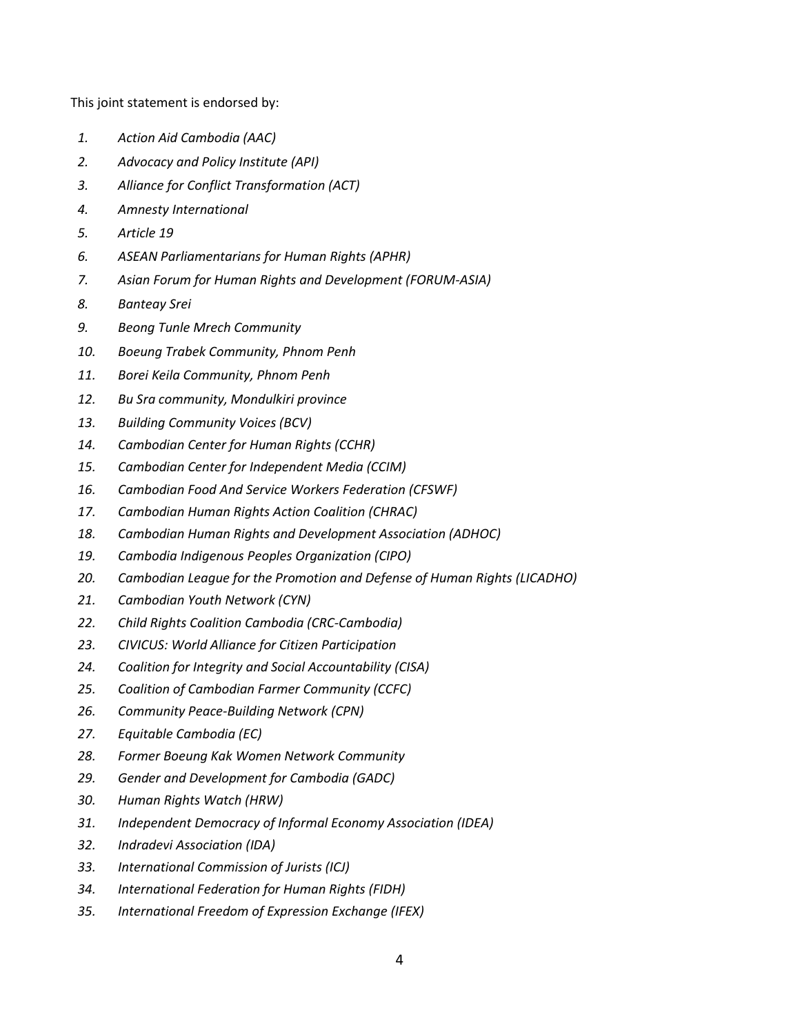This joint statement is endorsed by:

1. *Action Aid Cambodia (AAC)*
2. *Advocacy and Policy Institute (API)*
3. *Alliance for Conflict Transformation (ACT)*
4. *Amnesty International*
5. *Article 19*
6. *ASEAN Parliamentarians for Human Rights (APHR)*
7. *Asian Forum for Human Rights and Development (FORUM-ASIA)*
8. *Banteay Srei*
9. *Beong Tunle Mrech Community*
10. *Boeung Trabek Community, Phnom Penh*
11. *Borei Keila Community, Phnom Penh*
12. *Bu Sra community, Mondulkiri province*
13. *Building Community Voices (BCV)*
14. *Cambodian Center for Human Rights (CCHR)*
15. *Cambodian Center for Independent Media (CCIM)*
16. *Cambodian Food And Service Workers Federation (CFSWF)*
17. *Cambodian Human Rights Action Coalition (CHRAC)*
18. *Cambodian Human Rights and Development Association (ADHOC)*
19. *Cambodia Indigenous Peoples Organization (CIPO)*
20. *Cambodian League for the Promotion and Defense of Human Rights (LICADHO)*
21. *Cambodian Youth Network (CYN)*
22. *Child Rights Coalition Cambodia (CRC-Cambodia)*
23. *CIVICUS: World Alliance for Citizen Participation*
24. *Coalition for Integrity and Social Accountability (CISA)*
25. *Coalition of Cambodian Farmer Community (CCFC)*
26. *Community Peace-Building Network (CPN)*
27. *Equitable Cambodia (EC)*
28. *Former Boeung Kak Women Network Community*
29. *Gender and Development for Cambodia (GADC)*
30. *Human Rights Watch (HRW)*
31. *Independent Democracy of Informal Economy Association (IDEA)*
32. *Indradevi Association (IDA)*
33. *International Commission of Jurists (ICJ)*
34. *International Federation for Human Rights (FIDH)*
35. *International Freedom of Expression Exchange (IFEX)*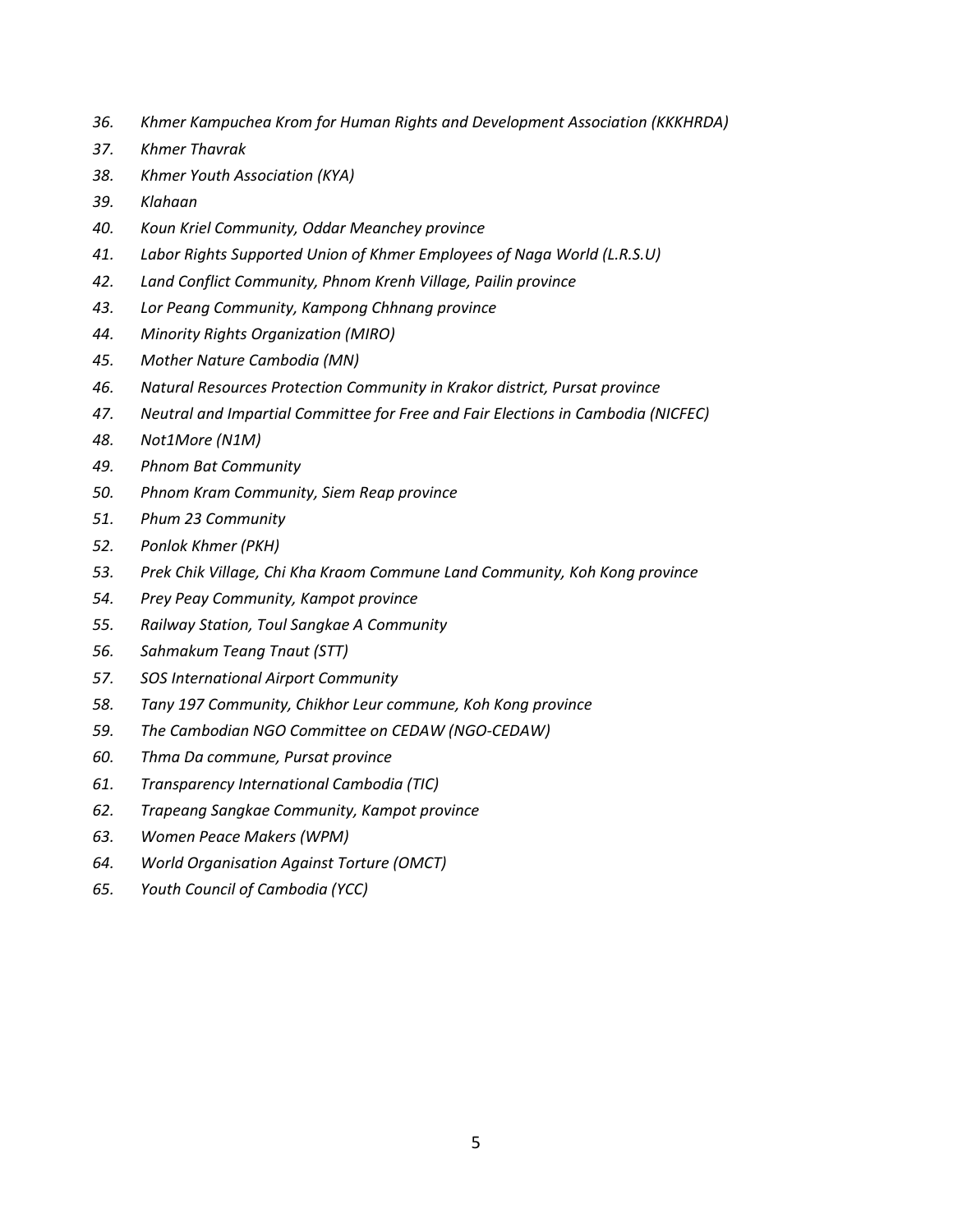36. *Khmer Kampuchea Krom for Human Rights and Development Association (KKKHRDA)*
37. *Khmer Thavrak*
38. *Khmer Youth Association (KYA)*
39. *Klahaan*
40. *Koun Kriel Community, Oddar Meanchey province*
41. *Labor Rights Supported Union of Khmer Employees of Naga World (L.R.S.U)*
42. *Land Conflict Community, Phnom Krenh Village, Pailin province*
43. *Lor Peang Community, Kampong Chhnang province*
44. *Minority Rights Organization (MIRO)*
45. *Mother Nature Cambodia (MN)*
46. *Natural Resources Protection Community in Krakor district, Pursat province*
47. *Neutral and Impartial Committee for Free and Fair Elections in Cambodia (NICFEC)*
48. *Not1More (N1M)*
49. *Phnom Bat Community*
50. *Phnom Kram Community, Siem Reap province*
51. *Phum 23 Community*
52. *Ponlok Khmer (PKH)*
53. *Prek Chik Village, Chi Kha Kraom Commune Land Community, Koh Kong province*
54. *Prey Peay Community, Kampot province*
55. *Railway Station, Toul Sangkae A Community*
56. *Sahmakum Teang Tnaut (STT)*
57. *SOS International Airport Community*
58. *Tany 197 Community, Chikhor Leur commune, Koh Kong province*
59. *The Cambodian NGO Committee on CEDAW (NGO-CEDAW)*
60. *Thma Da commune, Pursat province*
61. *Transparency International Cambodia (TIC)*
62. *Trapeang Sangkae Community, Kampot province*
63. *Women Peace Makers (WPM)*
64. *World Organisation Against Torture (OMCT)*
65. *Youth Council of Cambodia (YCC)*